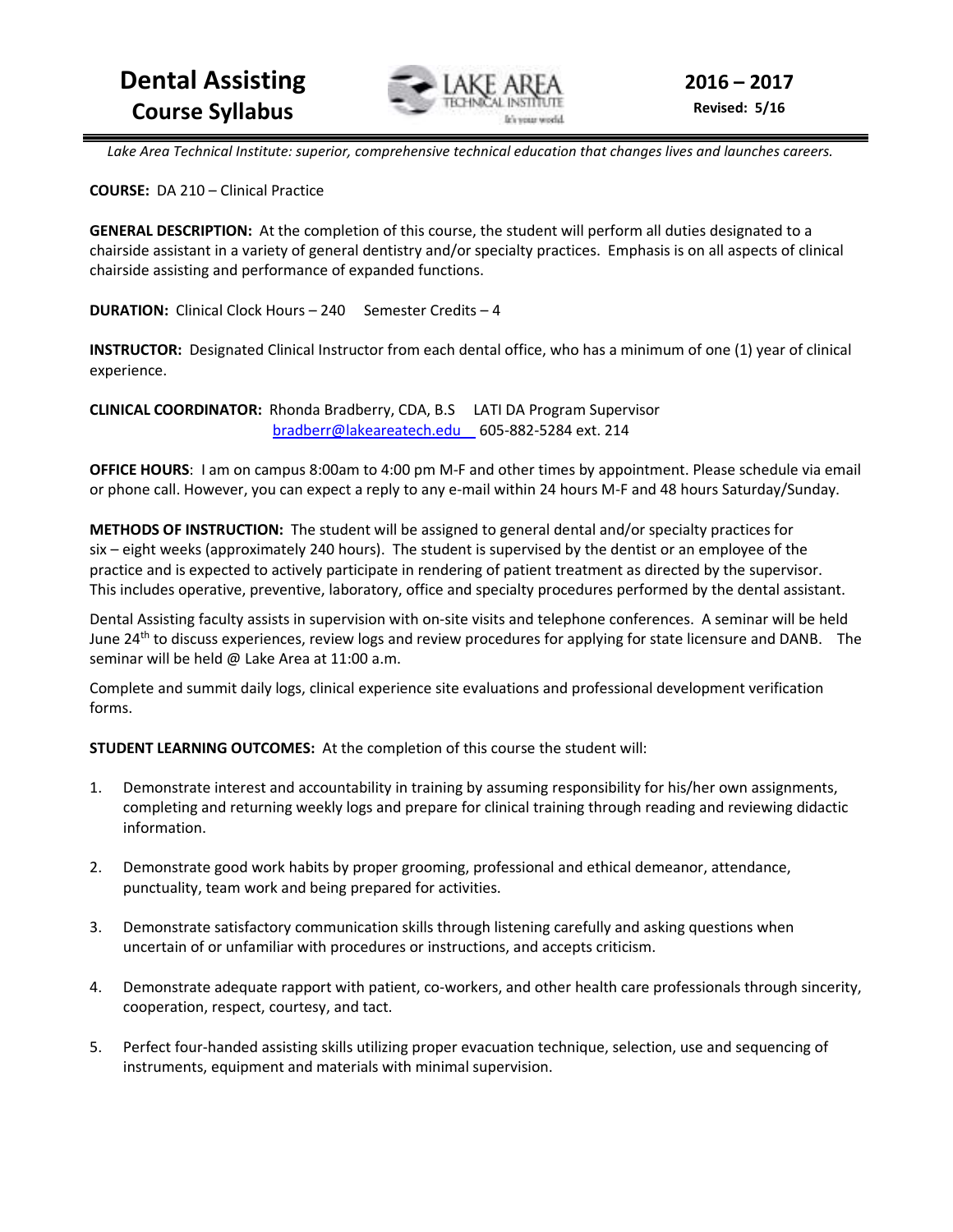# Dental Assisting

## Course Syllabus

**2016 – 2017**

**Revised: 5/16**

*Lake Area Technical Institute: superior, comprehensive technical education that changes lives and launches careers.*

**COURSE:** DA 210 – Clinical Practice

**GENERAL DESCRIPTION:** At the completion of this course, the student will perform all duties designated to a chairside assistant in a variety of general dentistry and/or specialty practices. Emphasis is on all aspects of clinical chairside assisting and performance of expanded functions.

**DURATION:** Clinical Clock Hours – 240 Semester Credits – 4

**INSTRUCTOR:** Designated Clinical Instructor from each dental office, who has a minimum of one (1) year of clinical experience.

**CLINICAL COORDINATOR:** Rhonda Bradberry, CDA, B.S LATI DA Program Supervisor
bradberr@lakeareatech.edu 605-882-5284 ext. 214

**OFFICE HOURS**: I am on campus 8:00am to 4:00 pm M-F and other times by appointment. Please schedule via email or phone call. However, you can expect a reply to any e-mail within 24 hours M-F and 48 hours Saturday/Sunday.

**METHODS OF INSTRUCTION:** The student will be assigned to general dental and/or specialty practices for six – eight weeks (approximately 240 hours). The student is supervised by the dentist or an employee of the practice and is expected to actively participate in rendering of patient treatment as directed by the supervisor. This includes operative, preventive, laboratory, office and specialty procedures performed by the dental assistant.

Dental Assisting faculty assists in supervision with on-site visits and telephone conferences. A seminar will be held June 24th to discuss experiences, review logs and review procedures for applying for state licensure and DANB. The seminar will be held @ Lake Area at 11:00 a.m.

Complete and summit daily logs, clinical experience site evaluations and professional development verification forms.

**STUDENT LEARNING OUTCOMES:** At the completion of this course the student will:

1. Demonstrate interest and accountability in training by assuming responsibility for his/her own assignments, completing and returning weekly logs and prepare for clinical training through reading and reviewing didactic information.
2. Demonstrate good work habits by proper grooming, professional and ethical demeanor, attendance, punctuality, team work and being prepared for activities.
3. Demonstrate satisfactory communication skills through listening carefully and asking questions when uncertain of or unfamiliar with procedures or instructions, and accepts criticism.
4. Demonstrate adequate rapport with patient, co-workers, and other health care professionals through sincerity, cooperation, respect, courtesy, and tact.
5. Perfect four-handed assisting skills utilizing proper evacuation technique, selection, use and sequencing of instruments, equipment and materials with minimal supervision.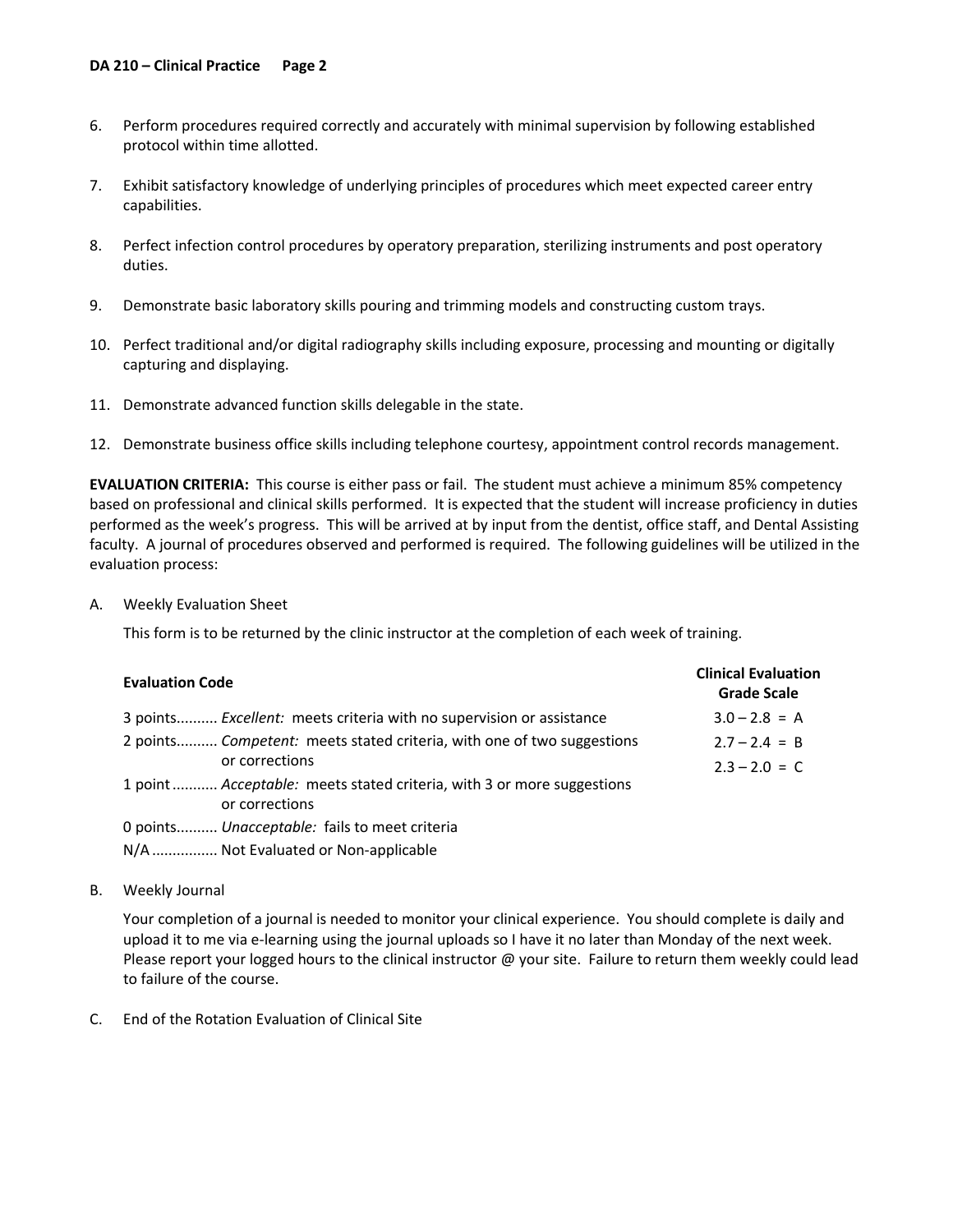6. Perform procedures required correctly and accurately with minimal supervision by following established protocol within time allotted.

7. Exhibit satisfactory knowledge of underlying principles of procedures which meet expected career entry capabilities.

8. Perfect infection control procedures by operatory preparation, sterilizing instruments and post operatory duties.

9. Demonstrate basic laboratory skills pouring and trimming models and constructing custom trays.

10. Perfect traditional and/or digital radiography skills including exposure, processing and mounting or digitally capturing and displaying.

11. Demonstrate advanced function skills delegable in the state.

12. Demonstrate business office skills including telephone courtesy, appointment control records management.

**EVALUATION CRITERIA:** This course is either pass or fail. The student must achieve a minimum 85% competency based on professional and clinical skills performed. It is expected that the student will increase proficiency in duties performed as the week's progress. This will be arrived at by input from the dentist, office staff, and Dental Assisting faculty. A journal of procedures observed and performed is required. The following guidelines will be utilized in the evaluation process:

A. Weekly Evaluation Sheet

This form is to be returned by the clinic instructor at the completion of each week of training.

| Evaluation Code | Clinical Evaluation Grade Scale |
|---|---|
| 3 points.......... *Excellent:* meets criteria with no supervision or assistance | 3.0 – 2.8 = A |
| 2 points.......... *Competent:* meets stated criteria, with one of two suggestions or corrections | 2.7 – 2.4 = B |
| 1 point ........... *Acceptable:* meets stated criteria, with 3 or more suggestions or corrections | 2.3 – 2.0 = C |
| 0 points.......... *Unacceptable:* fails to meet criteria | |
| N/A ................ Not Evaluated or Non-applicable | |

B. Weekly Journal

Your completion of a journal is needed to monitor your clinical experience. You should complete is daily and upload it to me via e-learning using the journal uploads so I have it no later than Monday of the next week. Please report your logged hours to the clinical instructor @ your site. Failure to return them weekly could lead to failure of the course.

C. End of the Rotation Evaluation of Clinical Site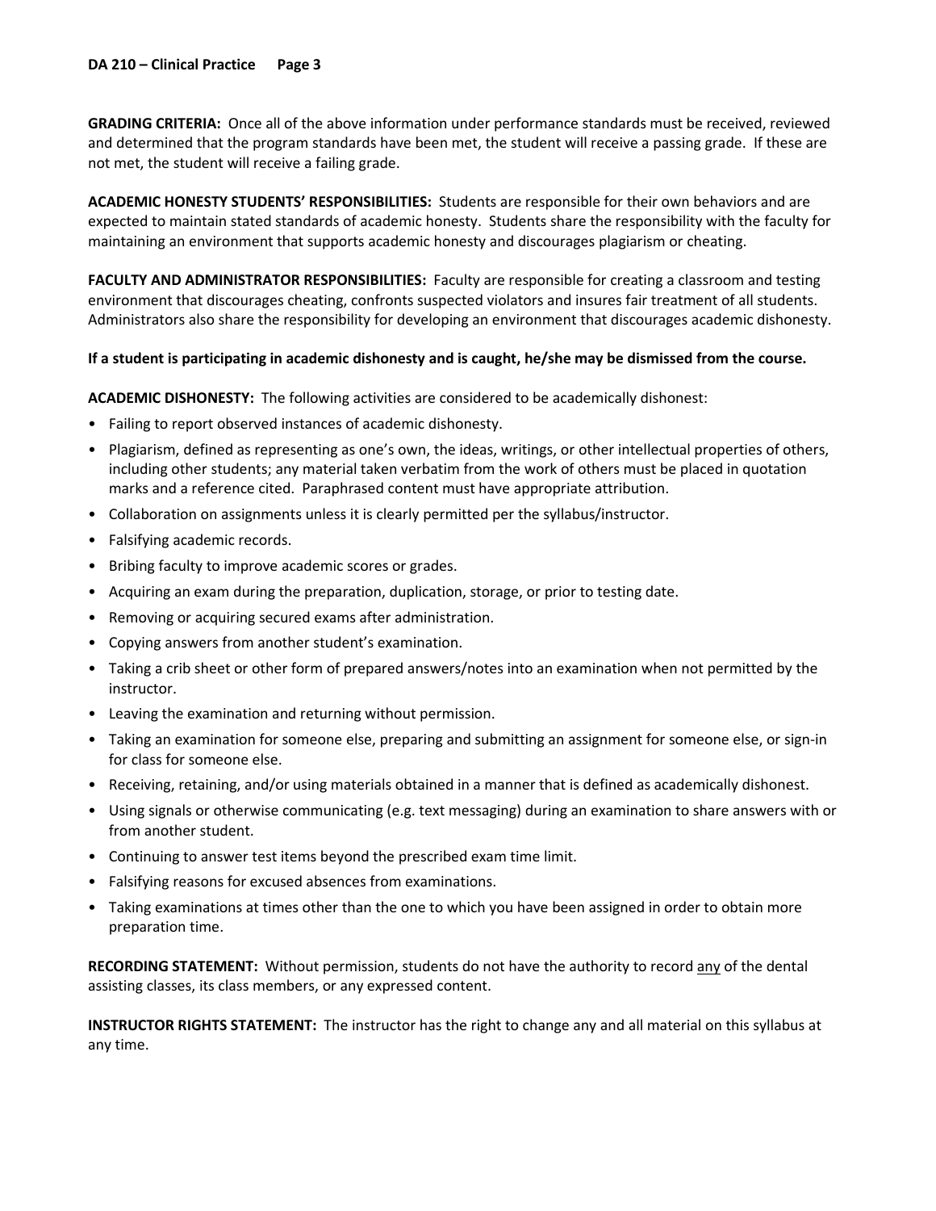**GRADING CRITERIA:** Once all of the above information under performance standards must be received, reviewed and determined that the program standards have been met, the student will receive a passing grade. If these are not met, the student will receive a failing grade.

**ACADEMIC HONESTY STUDENTS' RESPONSIBILITIES:** Students are responsible for their own behaviors and are expected to maintain stated standards of academic honesty. Students share the responsibility with the faculty for maintaining an environment that supports academic honesty and discourages plagiarism or cheating.

**FACULTY AND ADMINISTRATOR RESPONSIBILITIES:** Faculty are responsible for creating a classroom and testing environment that discourages cheating, confronts suspected violators and insures fair treatment of all students. Administrators also share the responsibility for developing an environment that discourages academic dishonesty.

**If a student is participating in academic dishonesty and is caught, he/she may be dismissed from the course.**

**ACADEMIC DISHONESTY:** The following activities are considered to be academically dishonest:

- Failing to report observed instances of academic dishonesty.
- Plagiarism, defined as representing as one's own, the ideas, writings, or other intellectual properties of others, including other students; any material taken verbatim from the work of others must be placed in quotation marks and a reference cited. Paraphrased content must have appropriate attribution.
- Collaboration on assignments unless it is clearly permitted per the syllabus/instructor.
- Falsifying academic records.
- Bribing faculty to improve academic scores or grades.
- Acquiring an exam during the preparation, duplication, storage, or prior to testing date.
- Removing or acquiring secured exams after administration.
- Copying answers from another student's examination.
- Taking a crib sheet or other form of prepared answers/notes into an examination when not permitted by the instructor.
- Leaving the examination and returning without permission.
- Taking an examination for someone else, preparing and submitting an assignment for someone else, or sign-in for class for someone else.
- Receiving, retaining, and/or using materials obtained in a manner that is defined as academically dishonest.
- Using signals or otherwise communicating (e.g. text messaging) during an examination to share answers with or from another student.
- Continuing to answer test items beyond the prescribed exam time limit.
- Falsifying reasons for excused absences from examinations.
- Taking examinations at times other than the one to which you have been assigned in order to obtain more preparation time.

**RECORDING STATEMENT:** Without permission, students do not have the authority to record <u>any</u> of the dental assisting classes, its class members, or any expressed content.

**INSTRUCTOR RIGHTS STATEMENT:** The instructor has the right to change any and all material on this syllabus at any time.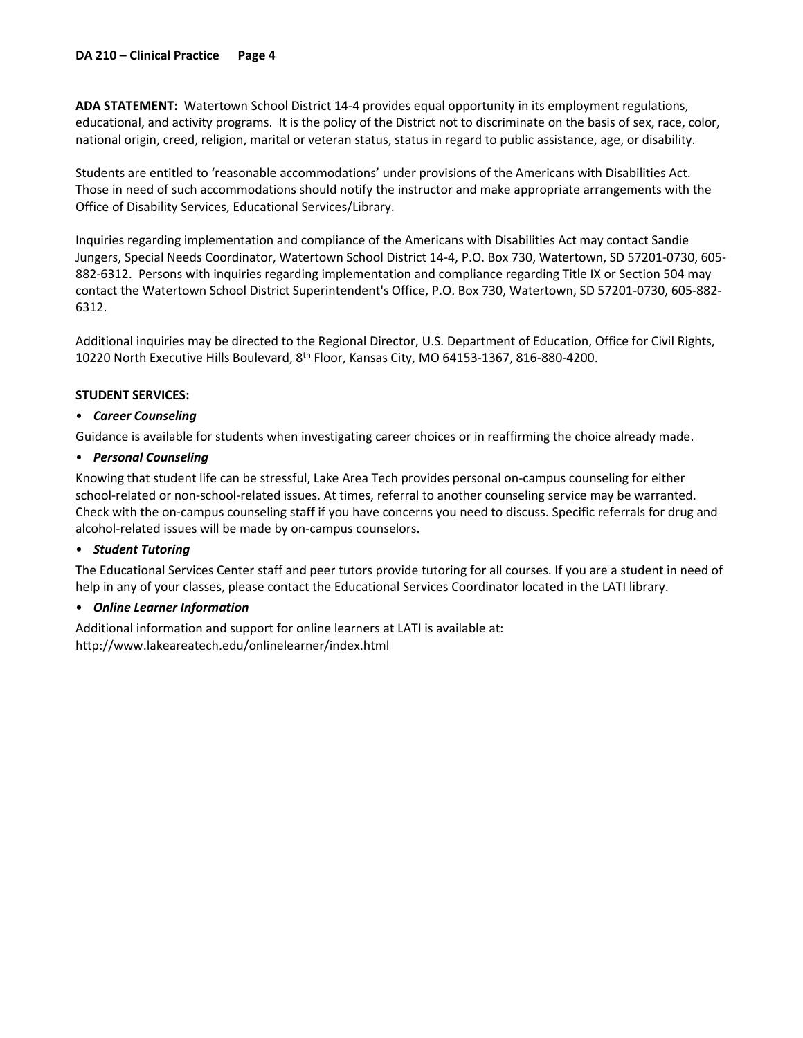**ADA STATEMENT:** Watertown School District 14-4 provides equal opportunity in its employment regulations, educational, and activity programs. It is the policy of the District not to discriminate on the basis of sex, race, color, national origin, creed, religion, marital or veteran status, status in regard to public assistance, age, or disability.

Students are entitled to 'reasonable accommodations' under provisions of the Americans with Disabilities Act. Those in need of such accommodations should notify the instructor and make appropriate arrangements with the Office of Disability Services, Educational Services/Library.

Inquiries regarding implementation and compliance of the Americans with Disabilities Act may contact Sandie Jungers, Special Needs Coordinator, Watertown School District 14-4, P.O. Box 730, Watertown, SD 57201-0730, 605-882-6312. Persons with inquiries regarding implementation and compliance regarding Title IX or Section 504 may contact the Watertown School District Superintendent's Office, P.O. Box 730, Watertown, SD 57201-0730, 605-882-6312.

Additional inquiries may be directed to the Regional Director, U.S. Department of Education, Office for Civil Rights, 10220 North Executive Hills Boulevard, 8th Floor, Kansas City, MO 64153-1367, 816-880-4200.

**STUDENT SERVICES:**

- ***Career Counseling***

Guidance is available for students when investigating career choices or in reaffirming the choice already made.

- ***Personal Counseling***

Knowing that student life can be stressful, Lake Area Tech provides personal on-campus counseling for either school-related or non-school-related issues. At times, referral to another counseling service may be warranted. Check with the on-campus counseling staff if you have concerns you need to discuss. Specific referrals for drug and alcohol-related issues will be made by on-campus counselors.

- ***Student Tutoring***

The Educational Services Center staff and peer tutors provide tutoring for all courses. If you are a student in need of help in any of your classes, please contact the Educational Services Coordinator located in the LATI library.

- ***Online Learner Information***

Additional information and support for online learners at LATI is available at:
http://www.lakeareatech.edu/onlinelearner/index.html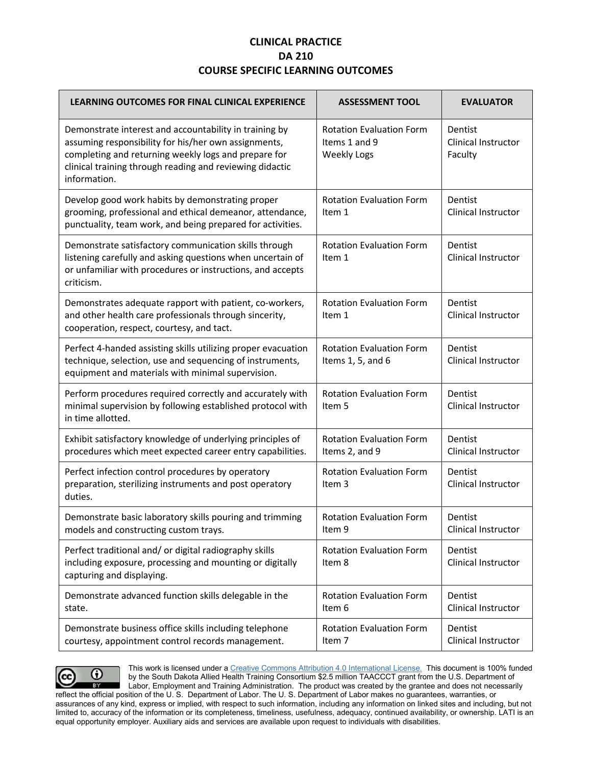# CLINICAL PRACTICE
# DA 210
# COURSE SPECIFIC LEARNING OUTCOMES

| LEARNING OUTCOMES FOR FINAL CLINICAL EXPERIENCE | ASSESSMENT TOOL | EVALUATOR |
|---|---|---|
| Demonstrate interest and accountability in training by assuming responsibility for his/her own assignments, completing and returning weekly logs and prepare for clinical training through reading and reviewing didactic information. | Rotation Evaluation Form Items 1 and 9 Weekly Logs | Dentist Clinical Instructor Faculty |
| Develop good work habits by demonstrating proper grooming, professional and ethical demeanor, attendance, punctuality, team work, and being prepared for activities. | Rotation Evaluation Form Item 1 | Dentist Clinical Instructor |
| Demonstrate satisfactory communication skills through listening carefully and asking questions when uncertain of or unfamiliar with procedures or instructions, and accepts criticism. | Rotation Evaluation Form Item 1 | Dentist Clinical Instructor |
| Demonstrates adequate rapport with patient, co-workers, and other health care professionals through sincerity, cooperation, respect, courtesy, and tact. | Rotation Evaluation Form Item 1 | Dentist Clinical Instructor |
| Perfect 4-handed assisting skills utilizing proper evacuation technique, selection, use and sequencing of instruments, equipment and materials with minimal supervision. | Rotation Evaluation Form Items 1, 5, and 6 | Dentist Clinical Instructor |
| Perform procedures required correctly and accurately with minimal supervision by following established protocol with in time allotted. | Rotation Evaluation Form Item 5 | Dentist Clinical Instructor |
| Exhibit satisfactory knowledge of underlying principles of procedures which meet expected career entry capabilities. | Rotation Evaluation Form Items 2, and 9 | Dentist Clinical Instructor |
| Perfect infection control procedures by operatory preparation, sterilizing instruments and post operatory duties. | Rotation Evaluation Form Item 3 | Dentist Clinical Instructor |
| Demonstrate basic laboratory skills pouring and trimming models and constructing custom trays. | Rotation Evaluation Form Item 9 | Dentist Clinical Instructor |
| Perfect traditional and/ or digital radiography skills including exposure, processing and mounting or digitally capturing and displaying. | Rotation Evaluation Form Item 8 | Dentist Clinical Instructor |
| Demonstrate advanced function skills delegable in the state. | Rotation Evaluation Form Item 6 | Dentist Clinical Instructor |
| Demonstrate business office skills including telephone courtesy, appointment control records management. | Rotation Evaluation Form Item 7 | Dentist Clinical Instructor |

This work is licensed under a Creative Commons Attribution 4.0 International License. This document is 100% funded by the South Dakota Allied Health Training Consortium $2.5 million TAACCCT grant from the U.S. Department of Labor, Employment and Training Administration. The product was created by the grantee and does not necessarily reflect the official position of the U. S. Department of Labor. The U. S. Department of Labor makes no guarantees, warranties, or assurances of any kind, express or implied, with respect to such information, including any information on linked sites and including, but not limited to, accuracy of the information or its completeness, timeliness, usefulness, adequacy, continued availability, or ownership. LATI is an equal opportunity employer. Auxiliary aids and services are available upon request to individuals with disabilities.